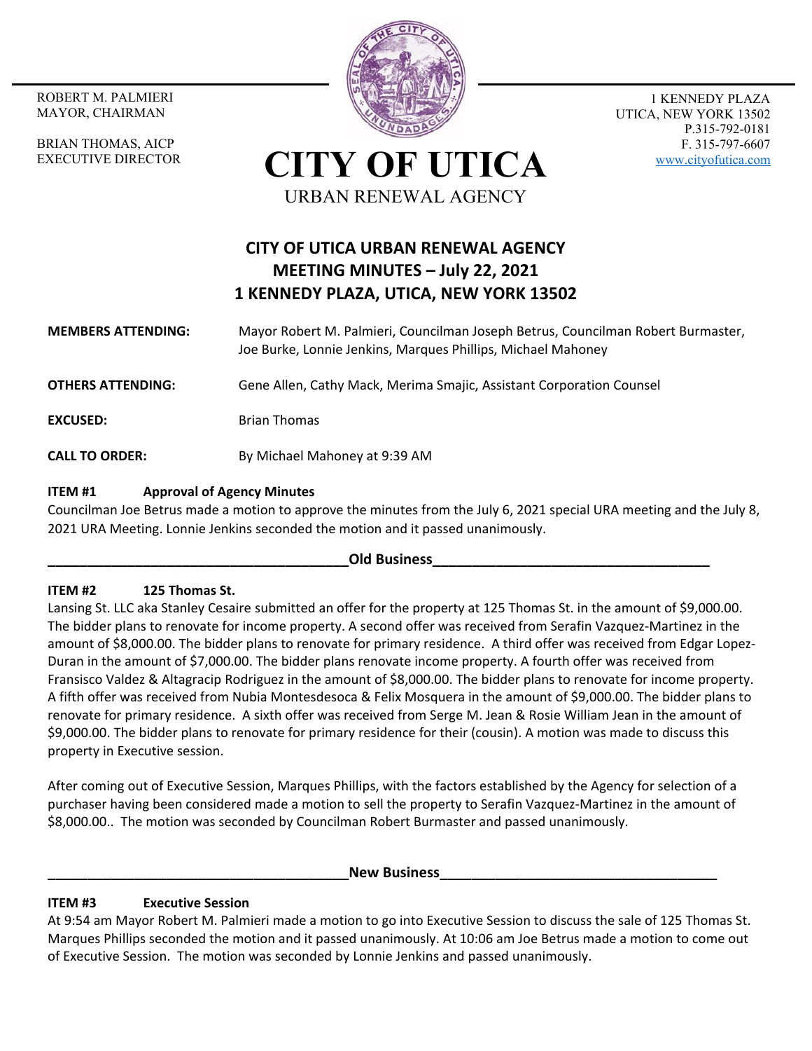ROBERT M. PALMIERI
MAYOR, CHAIRMAN

BRIAN THOMAS, AICP
EXECUTIVE DIRECTOR

# CITY OF UTICA

URBAN RENEWAL AGENCY

1 KENNEDY PLAZA
UTICA, NEW YORK 13502
P.315-792-0181
F. 315-797-6607
www.cityofutica.com

## CITY OF UTICA URBAN RENEWAL AGENCY
## MEETING MINUTES – July 22, 2021
## 1 KENNEDY PLAZA, UTICA, NEW YORK 13502

**MEMBERS ATTENDING:** Mayor Robert M. Palmieri, Councilman Joseph Betrus, Councilman Robert Burmaster, Joe Burke, Lonnie Jenkins, Marques Phillips, Michael Mahoney

**OTHERS ATTENDING:** Gene Allen, Cathy Mack, Merima Smajic, Assistant Corporation Counsel

**EXCUSED:** Brian Thomas

**CALL TO ORDER:** By Michael Mahoney at 9:39 AM

**ITEM #1 Approval of Agency Minutes**

Councilman Joe Betrus made a motion to approve the minutes from the July 6, 2021 special URA meeting and the July 8, 2021 URA Meeting. Lonnie Jenkins seconded the motion and it passed unanimously.

**Old Business**

**ITEM #2 125 Thomas St.**

Lansing St. LLC aka Stanley Cesaire submitted an offer for the property at 125 Thomas St. in the amount of $9,000.00. The bidder plans to renovate for income property. A second offer was received from Serafin Vazquez-Martinez in the amount of $8,000.00. The bidder plans to renovate for primary residence. A third offer was received from Edgar Lopez-Duran in the amount of $7,000.00. The bidder plans renovate income property. A fourth offer was received from Fransisco Valdez & Altagracip Rodriguez in the amount of $8,000.00. The bidder plans to renovate for income property. A fifth offer was received from Nubia Montesdesoca & Felix Mosquera in the amount of $9,000.00. The bidder plans to renovate for primary residence. A sixth offer was received from Serge M. Jean & Rosie William Jean in the amount of $9,000.00. The bidder plans to renovate for primary residence for their (cousin). A motion was made to discuss this property in Executive session.

After coming out of Executive Session, Marques Phillips, with the factors established by the Agency for selection of a purchaser having been considered made a motion to sell the property to Serafin Vazquez-Martinez in the amount of $8,000.00.. The motion was seconded by Councilman Robert Burmaster and passed unanimously.

**New Business**

**ITEM #3 Executive Session**

At 9:54 am Mayor Robert M. Palmieri made a motion to go into Executive Session to discuss the sale of 125 Thomas St. Marques Phillips seconded the motion and it passed unanimously. At 10:06 am Joe Betrus made a motion to come out of Executive Session. The motion was seconded by Lonnie Jenkins and passed unanimously.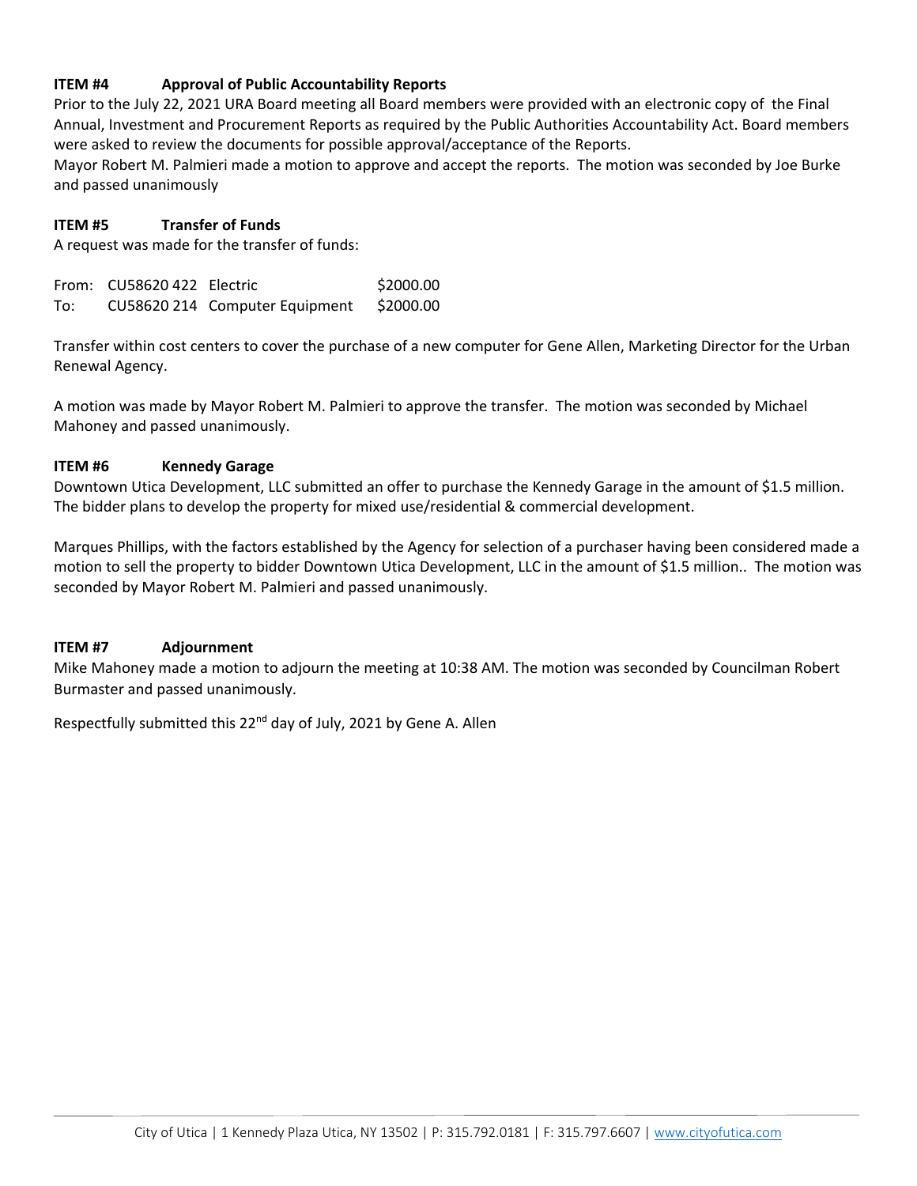**ITEM #4 Approval of Public Accountability Reports**

Prior to the July 22, 2021 URA Board meeting all Board members were provided with an electronic copy of the Final Annual, Investment and Procurement Reports as required by the Public Authorities Accountability Act. Board members were asked to review the documents for possible approval/acceptance of the Reports.

Mayor Robert M. Palmieri made a motion to approve and accept the reports. The motion was seconded by Joe Burke and passed unanimously

**ITEM #5 Transfer of Funds**

A request was made for the transfer of funds:

| | | | |
|---|---|---|---|
| From: | CU58620 422 | Electric | $2000.00 |
| To: | CU58620 214 | Computer Equipment | $2000.00 |

Transfer within cost centers to cover the purchase of a new computer for Gene Allen, Marketing Director for the Urban Renewal Agency.

A motion was made by Mayor Robert M. Palmieri to approve the transfer. The motion was seconded by Michael Mahoney and passed unanimously.

**ITEM #6 Kennedy Garage**

Downtown Utica Development, LLC submitted an offer to purchase the Kennedy Garage in the amount of $1.5 million. The bidder plans to develop the property for mixed use/residential & commercial development.

Marques Phillips, with the factors established by the Agency for selection of a purchaser having been considered made a motion to sell the property to bidder Downtown Utica Development, LLC in the amount of $1.5 million.. The motion was seconded by Mayor Robert M. Palmieri and passed unanimously.

**ITEM #7 Adjournment**

Mike Mahoney made a motion to adjourn the meeting at 10:38 AM. The motion was seconded by Councilman Robert Burmaster and passed unanimously.

Respectfully submitted this 22nd day of July, 2021 by Gene A. Allen